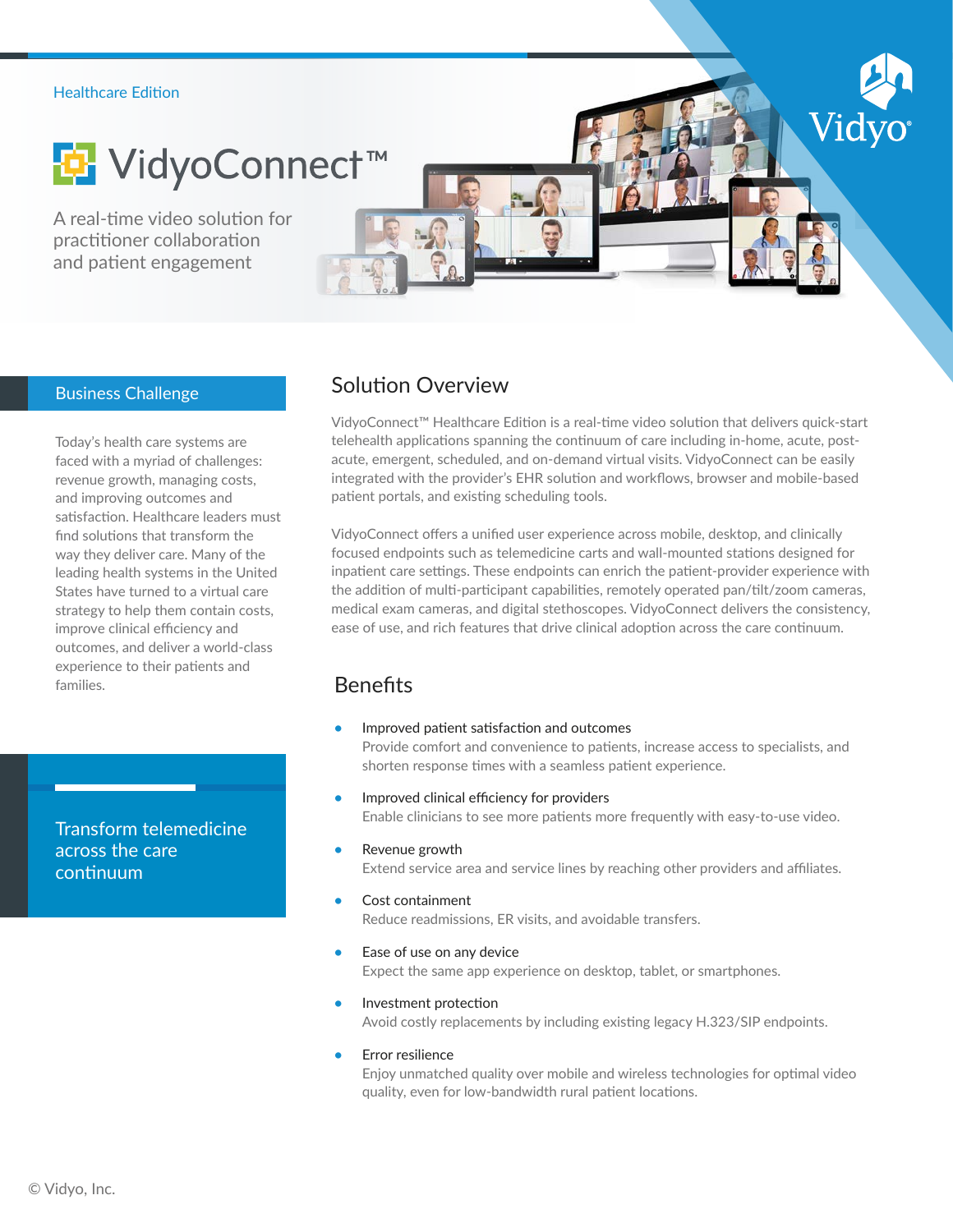Healthcare Edition

# VidyoConnect™

A real-time video solution for practitioner collaboration and patient engagement

Vidyo®

## Business Challenge

Today's health care systems are faced with a myriad of challenges: revenue growth, managing costs, and improving outcomes and satisfaction. Healthcare leaders must find solutions that transform the way they deliver care. Many of the leading health systems in the United States have turned to a virtual care strategy to help them contain costs, improve clinical efficiency and outcomes, and deliver a world-class experience to their patients and families.

Transform telemedicine across the care continuum

## Solution Overview

VidyoConnect™ Healthcare Edition is a real-time video solution that delivers quick-start telehealth applications spanning the continuum of care including in-home, acute, post-acute, emergent, scheduled, and on-demand virtual visits. VidyoConnect can be easily integrated with the provider's EHR solution and workflows, browser and mobile-based patient portals, and existing scheduling tools.

VidyoConnect offers a unified user experience across mobile, desktop, and clinically focused endpoints such as telemedicine carts and wall-mounted stations designed for inpatient care settings. These endpoints can enrich the patient-provider experience with the addition of multi-participant capabilities, remotely operated pan/tilt/zoom cameras, medical exam cameras, and digital stethoscopes. VidyoConnect delivers the consistency, ease of use, and rich features that drive clinical adoption across the care continuum.

## Benefits

- Improved patient satisfaction and outcomes
  Provide comfort and convenience to patients, increase access to specialists, and shorten response times with a seamless patient experience.
- Improved clinical efficiency for providers
  Enable clinicians to see more patients more frequently with easy-to-use video.
- Revenue growth
  Extend service area and service lines by reaching other providers and affiliates.
- Cost containment
  Reduce readmissions, ER visits, and avoidable transfers.
- Ease of use on any device
  Expect the same app experience on desktop, tablet, or smartphones.
- Investment protection
  Avoid costly replacements by including existing legacy H.323/SIP endpoints.
- Error resilience
  Enjoy unmatched quality over mobile and wireless technologies for optimal video quality, even for low-bandwidth rural patient locations.

© Vidyo, Inc.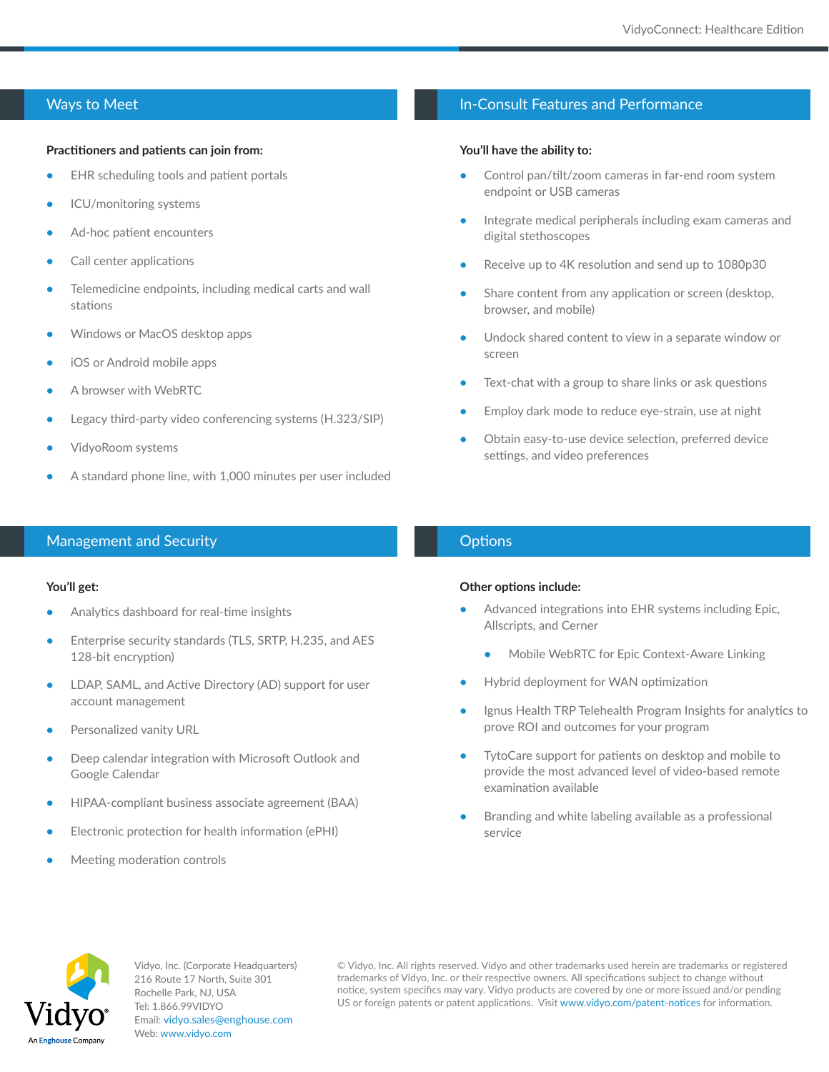## Ways to Meet

**Practitioners and patients can join from:**

- EHR scheduling tools and patient portals
- ICU/monitoring systems
- Ad-hoc patient encounters
- Call center applications
- Telemedicine endpoints, including medical carts and wall stations
- Windows or MacOS desktop apps
- iOS or Android mobile apps
- A browser with WebRTC
- Legacy third-party video conferencing systems (H.323/SIP)
- VidyoRoom systems
- A standard phone line, with 1,000 minutes per user included

## In-Consult Features and Performance

**You'll have the ability to:**

- Control pan/tilt/zoom cameras in far-end room system endpoint or USB cameras
- Integrate medical peripherals including exam cameras and digital stethoscopes
- Receive up to 4K resolution and send up to 1080p30
- Share content from any application or screen (desktop, browser, and mobile)
- Undock shared content to view in a separate window or screen
- Text-chat with a group to share links or ask questions
- Employ dark mode to reduce eye-strain, use at night
- Obtain easy-to-use device selection, preferred device settings, and video preferences

## Management and Security

**You'll get:**

- Analytics dashboard for real-time insights
- Enterprise security standards (TLS, SRTP, H.235, and AES 128-bit encryption)
- LDAP, SAML, and Active Directory (AD) support for user account management
- Personalized vanity URL
- Deep calendar integration with Microsoft Outlook and Google Calendar
- HIPAA-compliant business associate agreement (BAA)
- Electronic protection for health information (ePHI)
- Meeting moderation controls

## Options

**Other options include:**

- Advanced integrations into EHR systems including Epic, Allscripts, and Cerner
  - Mobile WebRTC for Epic Context-Aware Linking
- Hybrid deployment for WAN optimization
- Ignus Health TRP Telehealth Program Insights for analytics to prove ROI and outcomes for your program
- TytoCare support for patients on desktop and mobile to provide the most advanced level of video-based remote examination available
- Branding and white labeling available as a professional service

Vidyo, Inc. (Corporate Headquarters)
216 Route 17 North, Suite 301
Rochelle Park, NJ, USA
Tel: 1.866.99VIDYO
Email: vidyo.sales@enghouse.com
Web: www.vidyo.com

© Vidyo, Inc. All rights reserved. Vidyo and other trademarks used herein are trademarks or registered trademarks of Vidyo, Inc. or their respective owners. All specifications subject to change without notice, system specifics may vary. Vidyo products are covered by one or more issued and/or pending US or foreign patents or patent applications. Visit www.vidyo.com/patent-notices for information.